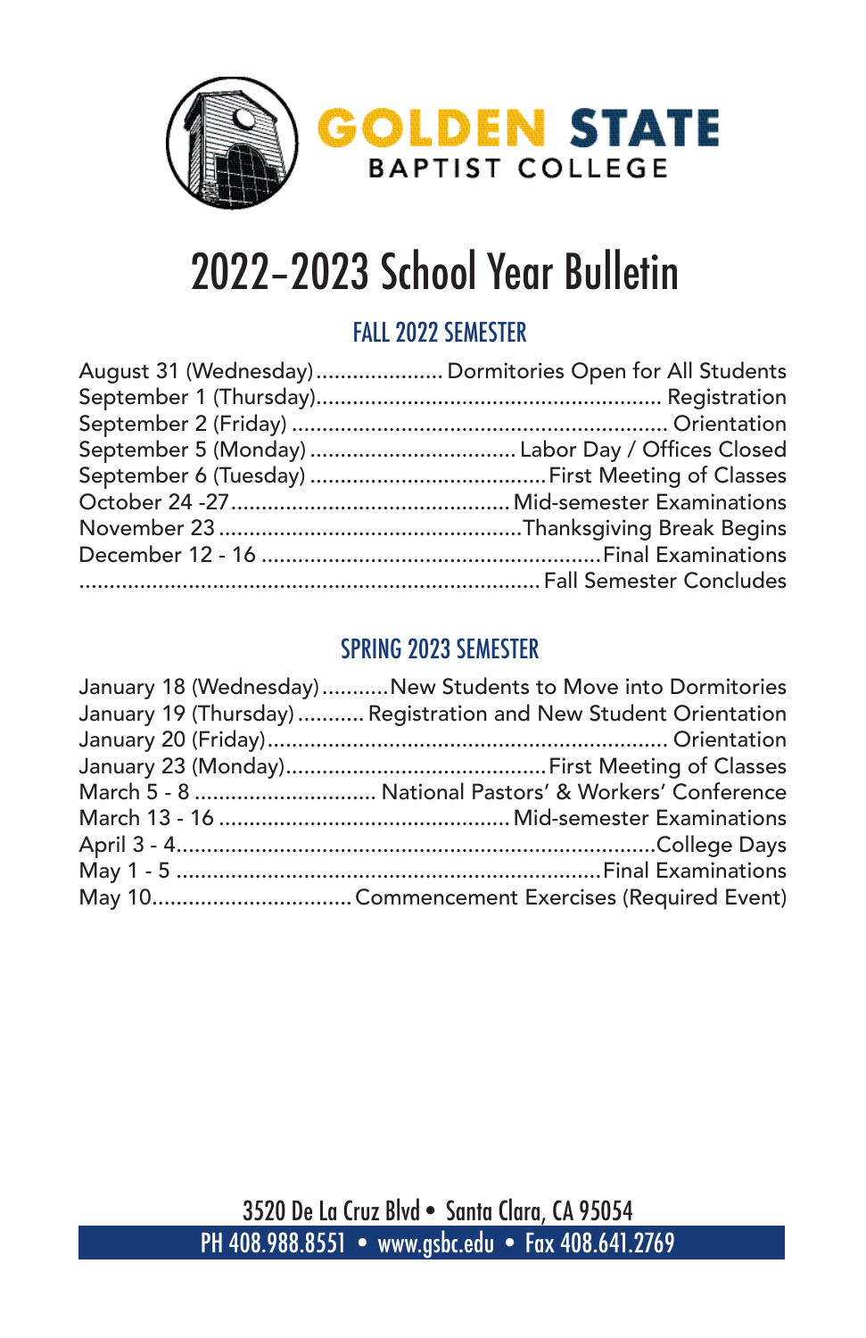**GOLDEN STATE**
BAPTIST COLLEGE

# 2022–2023 School Year Bulletin

## FALL 2022 SEMESTER

| Date | Event |
|---|---|
| August 31 (Wednesday) | Dormitories Open for All Students |
| September 1 (Thursday) | Registration |
| September 2 (Friday) | Orientation |
| September 5 (Monday) | Labor Day / Offices Closed |
| September 6 (Tuesday) | First Meeting of Classes |
| October 24 -27 | Mid-semester Examinations |
| November 23 | Thanksgiving Break Begins |
| December 12 - 16 | Final Examinations |
| | Fall Semester Concludes |

## SPRING 2023 SEMESTER

| Date | Event |
|---|---|
| January 18 (Wednesday) | New Students to Move into Dormitories |
| January 19 (Thursday) | Registration and New Student Orientation |
| January 20 (Friday) | Orientation |
| January 23 (Monday) | First Meeting of Classes |
| March 5 - 8 | National Pastors' & Workers' Conference |
| March 13 - 16 | Mid-semester Examinations |
| April 3 - 4 | College Days |
| May 1 - 5 | Final Examinations |
| May 10 | Commencement Exercises (Required Event) |

3520 De La Cruz Blvd • Santa Clara, CA 95054

PH 408.988.8551 • www.gsbc.edu • Fax 408.641.2769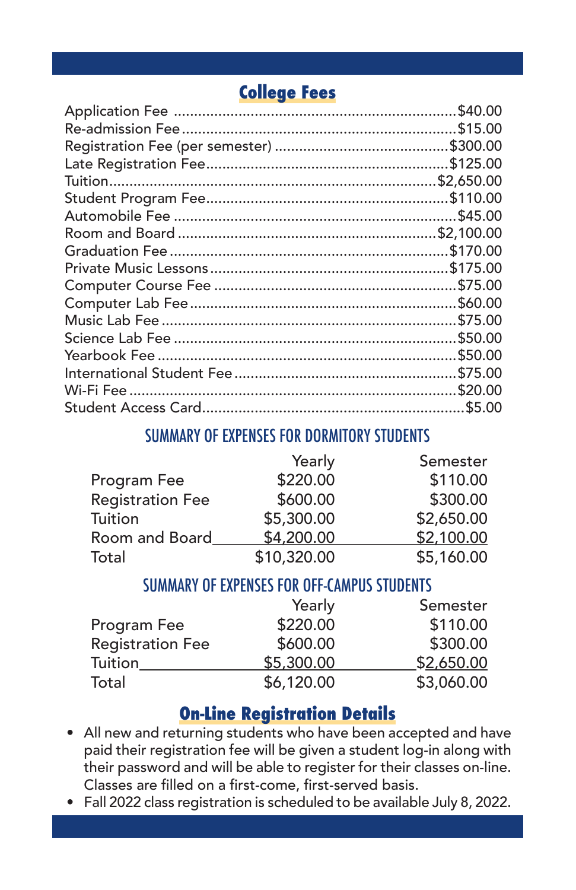## College Fees

| Fee | Amount |
|---|---|
| Application Fee | $40.00 |
| Re-admission Fee | $15.00 |
| Registration Fee (per semester) | $300.00 |
| Late Registration Fee | $125.00 |
| Tuition | $2,650.00 |
| Student Program Fee | $110.00 |
| Automobile Fee | $45.00 |
| Room and Board | $2,100.00 |
| Graduation Fee | $170.00 |
| Private Music Lessons | $175.00 |
| Computer Course Fee | $75.00 |
| Computer Lab Fee | $60.00 |
| Music Lab Fee | $75.00 |
| Science Lab Fee | $50.00 |
| Yearbook Fee | $50.00 |
| International Student Fee | $75.00 |
| Wi-Fi Fee | $20.00 |
| Student Access Card | $5.00 |

### SUMMARY OF EXPENSES FOR DORMITORY STUDENTS

| | Yearly | Semester |
|---|---|---|
| Program Fee | $220.00 | $110.00 |
| Registration Fee | $600.00 | $300.00 |
| Tuition | $5,300.00 | $2,650.00 |
| Room and Board | $4,200.00 | $2,100.00 |
| Total | $10,320.00 | $5,160.00 |

### SUMMARY OF EXPENSES FOR OFF-CAMPUS STUDENTS

| | Yearly | Semester |
|---|---|---|
| Program Fee | $220.00 | $110.00 |
| Registration Fee | $600.00 | $300.00 |
| Tuition | $5,300.00 | $2,650.00 |
| Total | $6,120.00 | $3,060.00 |

## On-Line Registration Details

- All new and returning students who have been accepted and have paid their registration fee will be given a student log-in along with their password and will be able to register for their classes on-line. Classes are filled on a first-come, first-served basis.
- Fall 2022 class registration is scheduled to be available July 8, 2022.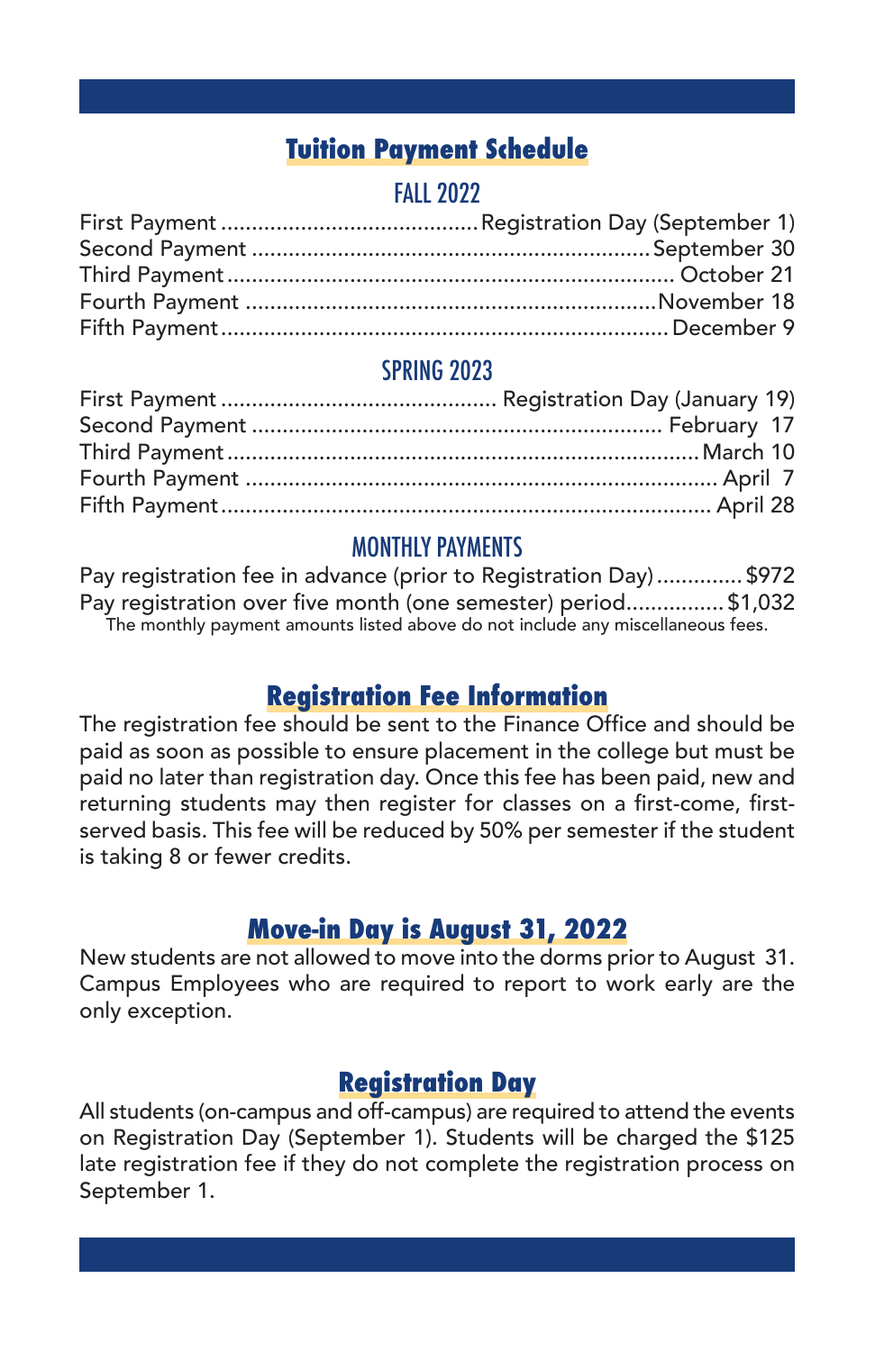## Tuition Payment Schedule

### FALL 2022

First Payment .......................................... Registration Day (September 1)
Second Payment .................................................................. September 30
Third Payment ......................................................................... October 21
Fourth Payment ..................................................................... November 18
Fifth Payment ......................................................................... December 9

### SPRING 2023

First Payment ............................................. Registration Day (January 19)
Second Payment ..................................................................... February 17
Third Payment ............................................................................ March 10
Fourth Payment ............................................................................. April 7
Fifth Payment .............................................................................. April 28

### MONTHLY PAYMENTS

Pay registration fee in advance (prior to Registration Day) .............. $972
Pay registration over five month (one semester) period................ $1,032

The monthly payment amounts listed above do not include any miscellaneous fees.

## Registration Fee Information

The registration fee should be sent to the Finance Office and should be paid as soon as possible to ensure placement in the college but must be paid no later than registration day. Once this fee has been paid, new and returning students may then register for classes on a first-come, first-served basis. This fee will be reduced by 50% per semester if the student is taking 8 or fewer credits.

## Move-in Day is August 31, 2022

New students are not allowed to move into the dorms prior to August 31. Campus Employees who are required to report to work early are the only exception.

## Registration Day

All students (on-campus and off-campus) are required to attend the events on Registration Day (September 1). Students will be charged the $125 late registration fee if they do not complete the registration process on September 1.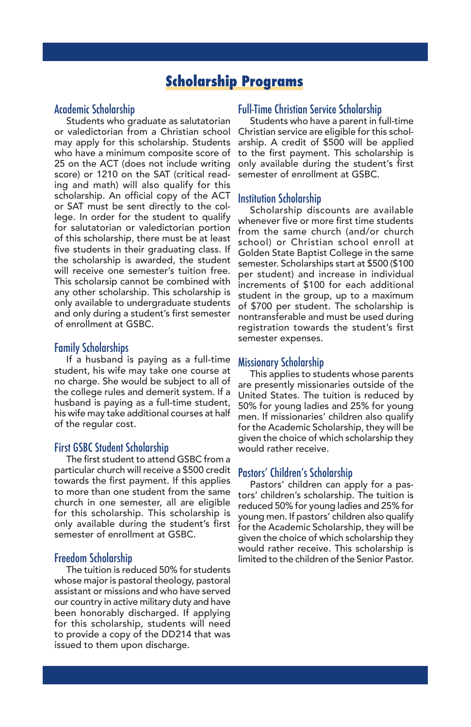# Scholarship Programs

## Academic Scholarship

Students who graduate as salutatorian or valedictorian from a Christian school may apply for this scholarship. Students who have a minimum composite score of 25 on the ACT (does not include writing score) or 1210 on the SAT (critical reading and math) will also qualify for this scholarship. An official copy of the ACT or SAT must be sent directly to the college. In order for the student to qualify for salutatorian or valedictorian portion of this scholarship, there must be at least five students in their graduating class. If the scholarship is awarded, the student will receive one semester's tuition free. This scholarsip cannot be combined with any other scholarship. This scholarship is only available to undergraduate students and only during a student's first semester of enrollment at GSBC.

## Family Scholarships

If a husband is paying as a full-time student, his wife may take one course at no charge. She would be subject to all of the college rules and demerit system. If a husband is paying as a full-time student, his wife may take additional courses at half of the regular cost.

## First GSBC Student Scholarship

The first student to attend GSBC from a particular church will receive a $500 credit towards the first payment. If this applies to more than one student from the same church in one semester, all are eligible for this scholarship. This scholarship is only available during the student's first semester of enrollment at GSBC.

## Freedom Scholarship

The tuition is reduced 50% for students whose major is pastoral theology, pastoral assistant or missions and who have served our country in active military duty and have been honorably discharged. If applying for this scholarship, students will need to provide a copy of the DD214 that was issued to them upon discharge.

## Full-Time Christian Service Scholarship

Students who have a parent in full-time Christian service are eligible for this scholarship. A credit of $500 will be applied to the first payment. This scholarship is only available during the student's first semester of enrollment at GSBC.

## Institution Scholarship

Scholarship discounts are available whenever five or more first time students from the same church (and/or church school) or Christian school enroll at Golden State Baptist College in the same semester. Scholarships start at $500 ($100 per student) and increase in individual increments of $100 for each additional student in the group, up to a maximum of $700 per student. The scholarship is nontransferable and must be used during registration towards the student's first semester expenses.

## Missionary Scholarship

This applies to students whose parents are presently missionaries outside of the United States. The tuition is reduced by 50% for young ladies and 25% for young men. If missionaries' children also qualify for the Academic Scholarship, they will be given the choice of which scholarship they would rather receive.

## Pastors' Children's Scholarship

Pastors' children can apply for a pastors' children's scholarship. The tuition is reduced 50% for young ladies and 25% for young men. If pastors' children also qualify for the Academic Scholarship, they will be given the choice of which scholarship they would rather receive. This scholarship is limited to the children of the Senior Pastor.